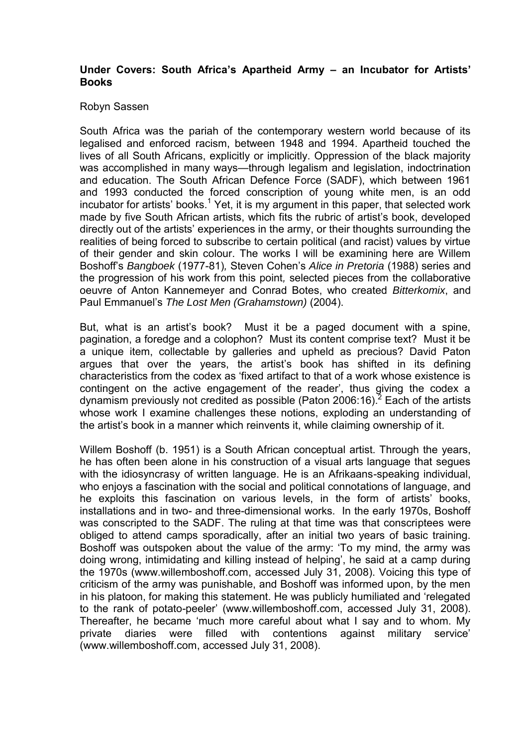**Under Covers: South Africa's Apartheid Army – an Incubator for Artists' Books**

Robyn Sassen

South Africa was the pariah of the contemporary western world because of its legalised and enforced racism, between 1948 and 1994. Apartheid touched the lives of all South Africans, explicitly or implicitly. Oppression of the black majority was accomplished in many ways—through legalism and legislation, indoctrination and education. The South African Defence Force (SADF), which between 1961 and 1993 conducted the forced conscription of young white men, is an odd incubator for artists' books.[1] Yet, it is my argument in this paper, that selected work made by five South African artists, which fits the rubric of artist's book, developed directly out of the artists' experiences in the army, or their thoughts surrounding the realities of being forced to subscribe to certain political (and racist) values by virtue of their gender and skin colour. The works I will be examining here are Willem Boshoff's *Bangboek* (1977-81), Steven Cohen's *Alice in Pretoria* (1988) series and the progression of his work from this point, selected pieces from the collaborative oeuvre of Anton Kannemeyer and Conrad Botes, who created *Bitterkomix*, and Paul Emmanuel's *The Lost Men (Grahamstown)* (2004).

But, what is an artist's book? Must it be a paged document with a spine, pagination, a foredge and a colophon? Must its content comprise text? Must it be a unique item, collectable by galleries and upheld as precious? David Paton argues that over the years, the artist's book has shifted in its defining characteristics from the codex as 'fixed artifact to that of a work whose existence is contingent on the active engagement of the reader', thus giving the codex a dynamism previously not credited as possible (Paton 2006:16).[2] Each of the artists whose work I examine challenges these notions, exploding an understanding of the artist's book in a manner which reinvents it, while claiming ownership of it.

Willem Boshoff (b. 1951) is a South African conceptual artist. Through the years, he has often been alone in his construction of a visual arts language that segues with the idiosyncrasy of written language. He is an Afrikaans-speaking individual, who enjoys a fascination with the social and political connotations of language, and he exploits this fascination on various levels, in the form of artists' books, installations and in two- and three-dimensional works. In the early 1970s, Boshoff was conscripted to the SADF. The ruling at that time was that conscriptees were obliged to attend camps sporadically, after an initial two years of basic training. Boshoff was outspoken about the value of the army: 'To my mind, the army was doing wrong, intimidating and killing instead of helping', he said at a camp during the 1970s (www.willemboshoff.com, accessed July 31, 2008). Voicing this type of criticism of the army was punishable, and Boshoff was informed upon, by the men in his platoon, for making this statement. He was publicly humiliated and 'relegated to the rank of potato-peeler' (www.willemboshoff.com, accessed July 31, 2008). Thereafter, he became 'much more careful about what I say and to whom. My private diaries were filled with contentions against military service' (www.willemboshoff.com, accessed July 31, 2008).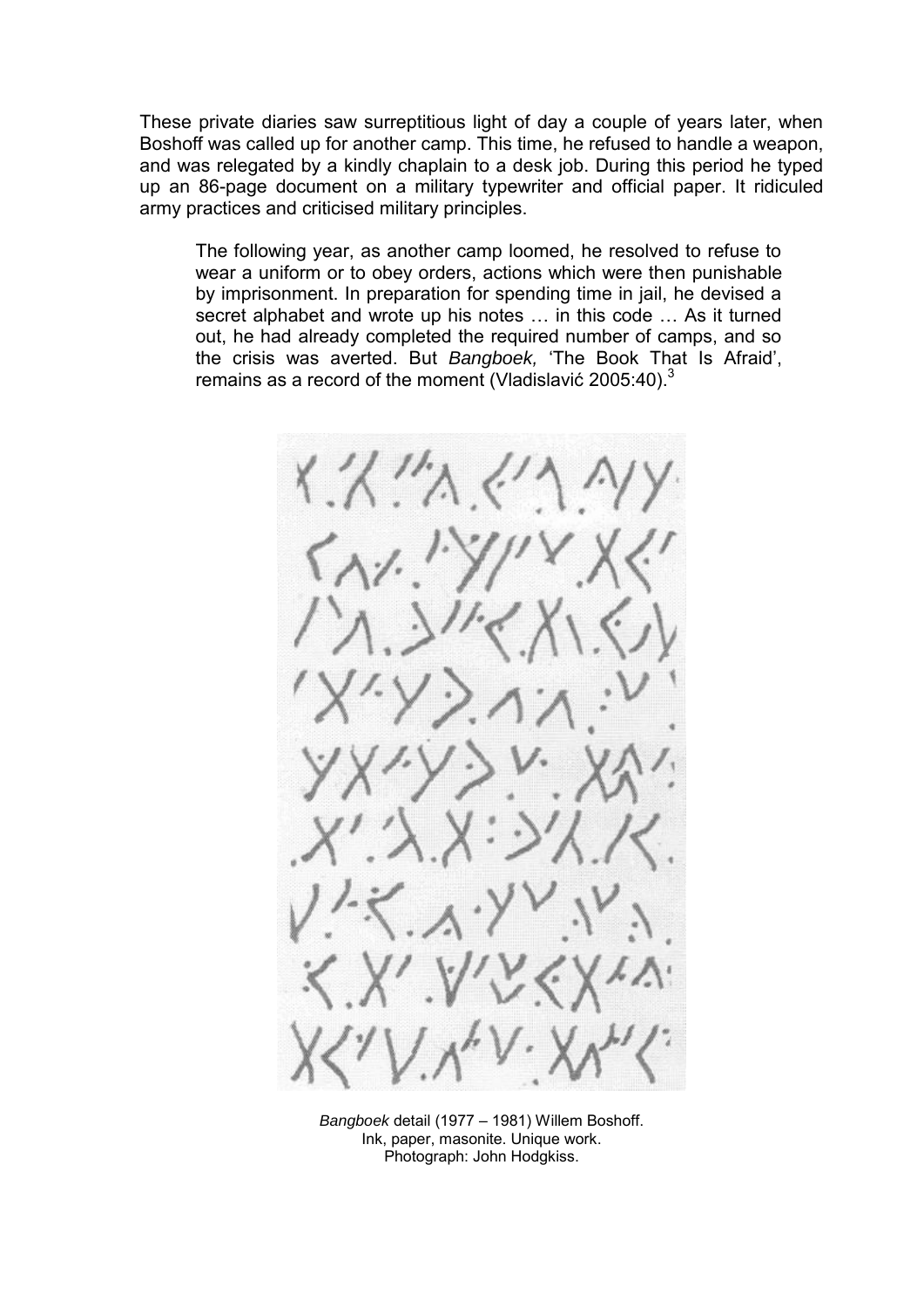These private diaries saw surreptitious light of day a couple of years later, when Boshoff was called up for another camp. This time, he refused to handle a weapon, and was relegated by a kindly chaplain to a desk job. During this period he typed up an 86-page document on a military typewriter and official paper. It ridiculed army practices and criticised military principles.

> The following year, as another camp loomed, he resolved to refuse to wear a uniform or to obey orders, actions which were then punishable by imprisonment. In preparation for spending time in jail, he devised a secret alphabet and wrote up his notes … in this code … As it turned out, he had already completed the required number of camps, and so the crisis was averted. But *Bangboek,* 'The Book That Is Afraid', remains as a record of the moment (Vladislavić 2005:40).[3]

*Bangboek* detail (1977 – 1981) Willem Boshoff.
Ink, paper, masonite. Unique work.
Photograph: John Hodgkiss.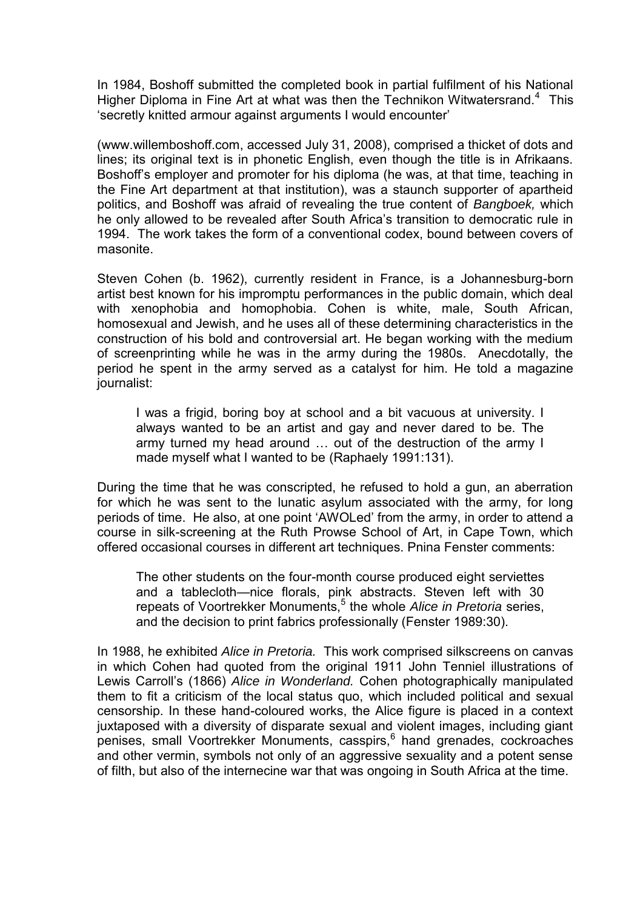In 1984, Boshoff submitted the completed book in partial fulfilment of his National Higher Diploma in Fine Art at what was then the Technikon Witwatersrand.[4] This 'secretly knitted armour against arguments I would encounter'

(www.willemboshoff.com, accessed July 31, 2008), comprised a thicket of dots and lines; its original text is in phonetic English, even though the title is in Afrikaans. Boshoff's employer and promoter for his diploma (he was, at that time, teaching in the Fine Art department at that institution), was a staunch supporter of apartheid politics, and Boshoff was afraid of revealing the true content of *Bangboek,* which he only allowed to be revealed after South Africa's transition to democratic rule in 1994. The work takes the form of a conventional codex, bound between covers of masonite.

Steven Cohen (b. 1962), currently resident in France, is a Johannesburg-born artist best known for his impromptu performances in the public domain, which deal with xenophobia and homophobia. Cohen is white, male, South African, homosexual and Jewish, and he uses all of these determining characteristics in the construction of his bold and controversial art. He began working with the medium of screenprinting while he was in the army during the 1980s. Anecdotally, the period he spent in the army served as a catalyst for him. He told a magazine journalist:

> I was a frigid, boring boy at school and a bit vacuous at university. I always wanted to be an artist and gay and never dared to be. The army turned my head around … out of the destruction of the army I made myself what I wanted to be (Raphaely 1991:131).

During the time that he was conscripted, he refused to hold a gun, an aberration for which he was sent to the lunatic asylum associated with the army, for long periods of time. He also, at one point 'AWOLed' from the army, in order to attend a course in silk-screening at the Ruth Prowse School of Art, in Cape Town, which offered occasional courses in different art techniques. Pnina Fenster comments:

> The other students on the four-month course produced eight serviettes and a tablecloth—nice florals, pink abstracts. Steven left with 30 repeats of Voortrekker Monuments,[5] the whole *Alice in Pretoria* series, and the decision to print fabrics professionally (Fenster 1989:30).

In 1988, he exhibited *Alice in Pretoria.* This work comprised silkscreens on canvas in which Cohen had quoted from the original 1911 John Tenniel illustrations of Lewis Carroll's (1866) *Alice in Wonderland.* Cohen photographically manipulated them to fit a criticism of the local status quo, which included political and sexual censorship. In these hand-coloured works, the Alice figure is placed in a context juxtaposed with a diversity of disparate sexual and violent images, including giant penises, small Voortrekker Monuments, casspirs,[6] hand grenades, cockroaches and other vermin, symbols not only of an aggressive sexuality and a potent sense of filth, but also of the internecine war that was ongoing in South Africa at the time.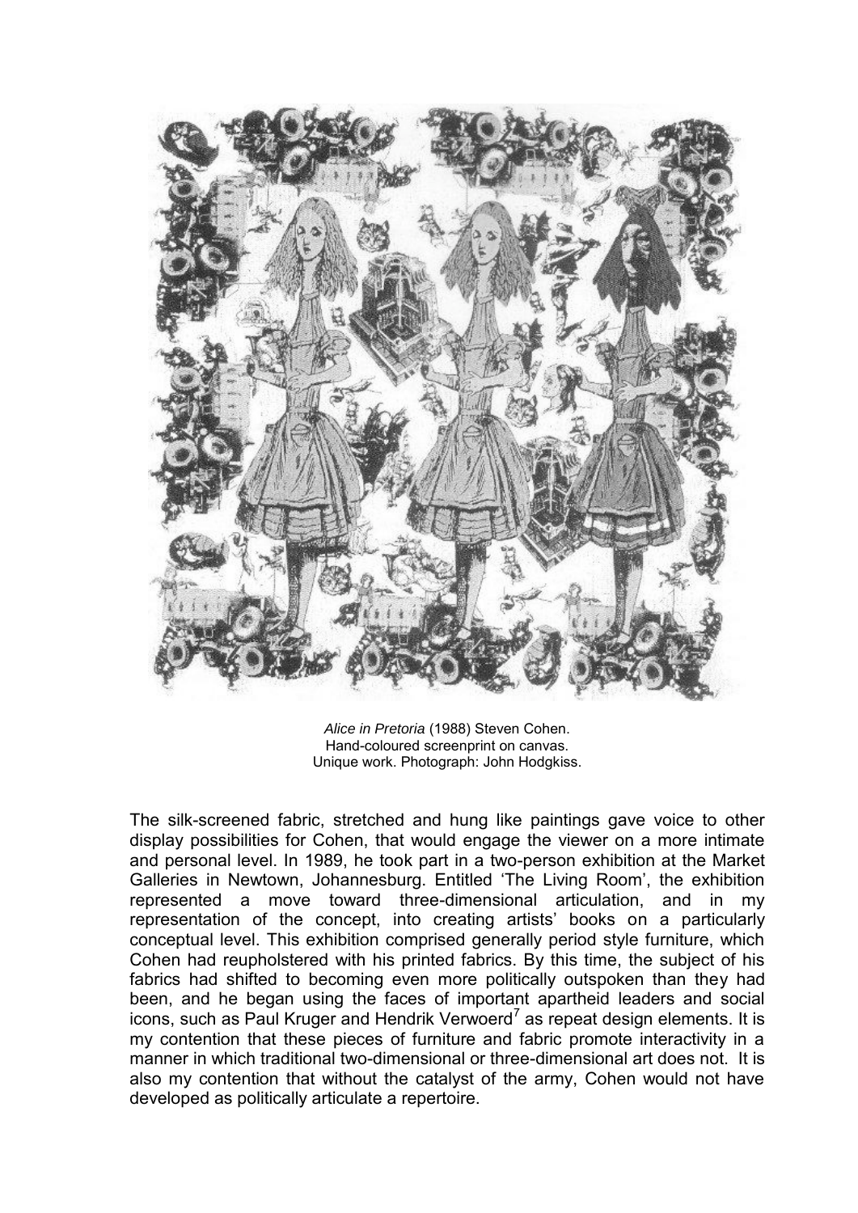*Alice in Pretoria* (1988) Steven Cohen.
Hand-coloured screenprint on canvas.
Unique work. Photograph: John Hodgkiss.

The silk-screened fabric, stretched and hung like paintings gave voice to other display possibilities for Cohen, that would engage the viewer on a more intimate and personal level. In 1989, he took part in a two-person exhibition at the Market Galleries in Newtown, Johannesburg. Entitled 'The Living Room', the exhibition represented a move toward three-dimensional articulation, and in my representation of the concept, into creating artists' books on a particularly conceptual level. This exhibition comprised generally period style furniture, which Cohen had reupholstered with his printed fabrics. By this time, the subject of his fabrics had shifted to becoming even more politically outspoken than they had been, and he began using the faces of important apartheid leaders and social icons, such as Paul Kruger and Hendrik Verwoerd[7] as repeat design elements. It is my contention that these pieces of furniture and fabric promote interactivity in a manner in which traditional two-dimensional or three-dimensional art does not. It is also my contention that without the catalyst of the army, Cohen would not have developed as politically articulate a repertoire.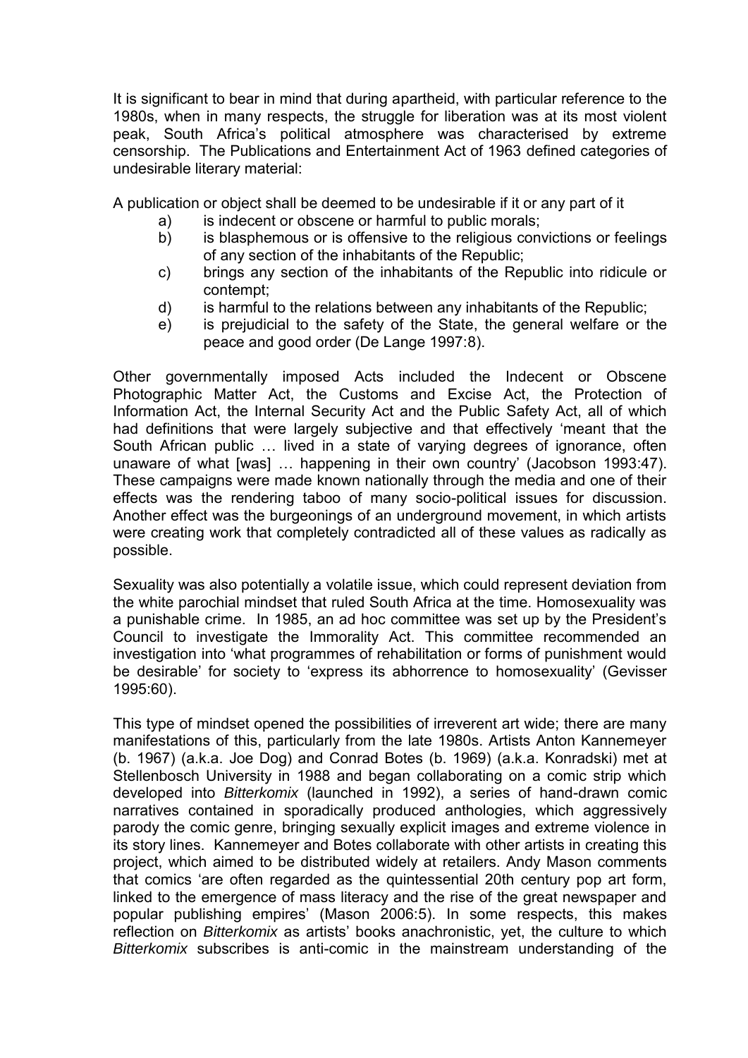It is significant to bear in mind that during apartheid, with particular reference to the 1980s, when in many respects, the struggle for liberation was at its most violent peak, South Africa's political atmosphere was characterised by extreme censorship. The Publications and Entertainment Act of 1963 defined categories of undesirable literary material:

A publication or object shall be deemed to be undesirable if it or any part of it

a) is indecent or obscene or harmful to public morals;
b) is blasphemous or is offensive to the religious convictions or feelings of any section of the inhabitants of the Republic;
c) brings any section of the inhabitants of the Republic into ridicule or contempt;
d) is harmful to the relations between any inhabitants of the Republic;
e) is prejudicial to the safety of the State, the general welfare or the peace and good order (De Lange 1997:8).

Other governmentally imposed Acts included the Indecent or Obscene Photographic Matter Act, the Customs and Excise Act, the Protection of Information Act, the Internal Security Act and the Public Safety Act, all of which had definitions that were largely subjective and that effectively 'meant that the South African public … lived in a state of varying degrees of ignorance, often unaware of what [was] … happening in their own country' (Jacobson 1993:47). These campaigns were made known nationally through the media and one of their effects was the rendering taboo of many socio-political issues for discussion. Another effect was the burgeonings of an underground movement, in which artists were creating work that completely contradicted all of these values as radically as possible.

Sexuality was also potentially a volatile issue, which could represent deviation from the white parochial mindset that ruled South Africa at the time. Homosexuality was a punishable crime. In 1985, an ad hoc committee was set up by the President's Council to investigate the Immorality Act. This committee recommended an investigation into 'what programmes of rehabilitation or forms of punishment would be desirable' for society to 'express its abhorrence to homosexuality' (Gevisser 1995:60).

This type of mindset opened the possibilities of irreverent art wide; there are many manifestations of this, particularly from the late 1980s. Artists Anton Kannemeyer (b. 1967) (a.k.a. Joe Dog) and Conrad Botes (b. 1969) (a.k.a. Konradski) met at Stellenbosch University in 1988 and began collaborating on a comic strip which developed into *Bitterkomix* (launched in 1992), a series of hand-drawn comic narratives contained in sporadically produced anthologies, which aggressively parody the comic genre, bringing sexually explicit images and extreme violence in its story lines. Kannemeyer and Botes collaborate with other artists in creating this project, which aimed to be distributed widely at retailers. Andy Mason comments that comics 'are often regarded as the quintessential 20th century pop art form, linked to the emergence of mass literacy and the rise of the great newspaper and popular publishing empires' (Mason 2006:5). In some respects, this makes reflection on *Bitterkomix* as artists' books anachronistic, yet, the culture to which *Bitterkomix* subscribes is anti-comic in the mainstream understanding of the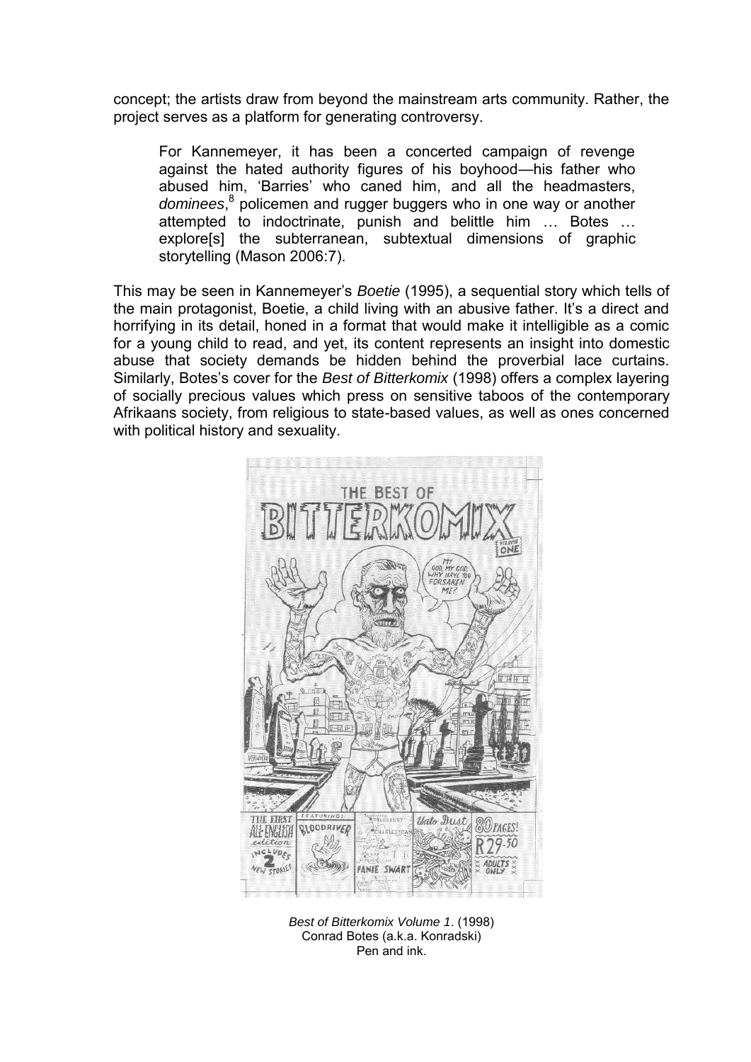concept; the artists draw from beyond the mainstream arts community. Rather, the project serves as a platform for generating controversy.

> For Kannemeyer, it has been a concerted campaign of revenge against the hated authority figures of his boyhood—his father who abused him, 'Barries' who caned him, and all the headmasters, *dominees*,[8] policemen and rugger buggers who in one way or another attempted to indoctrinate, punish and belittle him … Botes … explore[s] the subterranean, subtextual dimensions of graphic storytelling (Mason 2006:7).

This may be seen in Kannemeyer's *Boetie* (1995), a sequential story which tells of the main protagonist, Boetie, a child living with an abusive father. It's a direct and horrifying in its detail, honed in a format that would make it intelligible as a comic for a young child to read, and yet, its content represents an insight into domestic abuse that society demands be hidden behind the proverbial lace curtains. Similarly, Botes's cover for the *Best of Bitterkomix* (1998) offers a complex layering of socially precious values which press on sensitive taboos of the contemporary Afrikaans society, from religious to state-based values, as well as ones concerned with political history and sexuality.

*Best of Bitterkomix Volume 1*. (1998)
Conrad Botes (a.k.a. Konradski)
Pen and ink.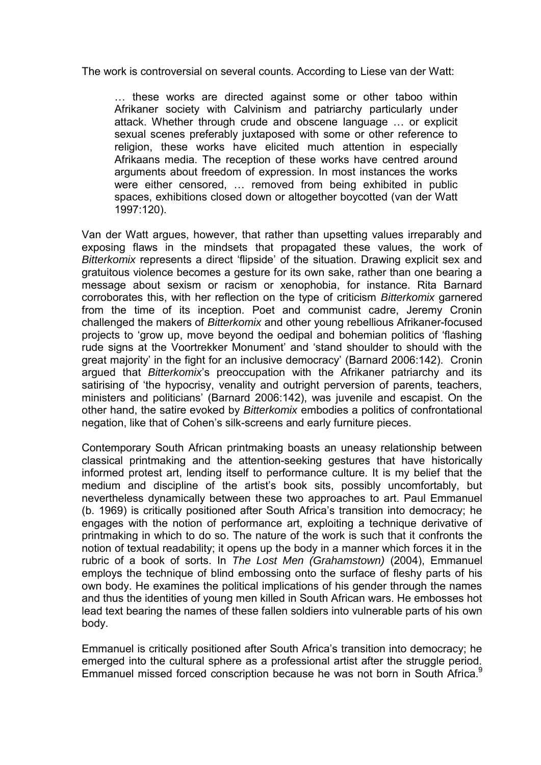The work is controversial on several counts. According to Liese van der Watt:

> … these works are directed against some or other taboo within Afrikaner society with Calvinism and patriarchy particularly under attack. Whether through crude and obscene language … or explicit sexual scenes preferably juxtaposed with some or other reference to religion, these works have elicited much attention in especially Afrikaans media. The reception of these works have centred around arguments about freedom of expression. In most instances the works were either censored, … removed from being exhibited in public spaces, exhibitions closed down or altogether boycotted (van der Watt 1997:120).

Van der Watt argues, however, that rather than upsetting values irreparably and exposing flaws in the mindsets that propagated these values, the work of *Bitterkomix* represents a direct 'flipside' of the situation. Drawing explicit sex and gratuitous violence becomes a gesture for its own sake, rather than one bearing a message about sexism or racism or xenophobia, for instance. Rita Barnard corroborates this, with her reflection on the type of criticism *Bitterkomix* garnered from the time of its inception. Poet and communist cadre, Jeremy Cronin challenged the makers of *Bitterkomix* and other young rebellious Afrikaner-focused projects to 'grow up, move beyond the oedipal and bohemian politics of 'flashing rude signs at the Voortrekker Monument' and 'stand shoulder to should with the great majority' in the fight for an inclusive democracy' (Barnard 2006:142). Cronin argued that *Bitterkomix*'s preoccupation with the Afrikaner patriarchy and its satirising of 'the hypocrisy, venality and outright perversion of parents, teachers, ministers and politicians' (Barnard 2006:142), was juvenile and escapist. On the other hand, the satire evoked by *Bitterkomix* embodies a politics of confrontational negation, like that of Cohen's silk-screens and early furniture pieces.

Contemporary South African printmaking boasts an uneasy relationship between classical printmaking and the attention-seeking gestures that have historically informed protest art, lending itself to performance culture. It is my belief that the medium and discipline of the artist's book sits, possibly uncomfortably, but nevertheless dynamically between these two approaches to art. Paul Emmanuel (b. 1969) is critically positioned after South Africa's transition into democracy; he engages with the notion of performance art, exploiting a technique derivative of printmaking in which to do so. The nature of the work is such that it confronts the notion of textual readability; it opens up the body in a manner which forces it in the rubric of a book of sorts. In *The Lost Men (Grahamstown)* (2004), Emmanuel employs the technique of blind embossing onto the surface of fleshy parts of his own body. He examines the political implications of his gender through the names and thus the identities of young men killed in South African wars. He embosses hot lead text bearing the names of these fallen soldiers into vulnerable parts of his own body.

Emmanuel is critically positioned after South Africa's transition into democracy; he emerged into the cultural sphere as a professional artist after the struggle period. Emmanuel missed forced conscription because he was not born in South Africa.[9]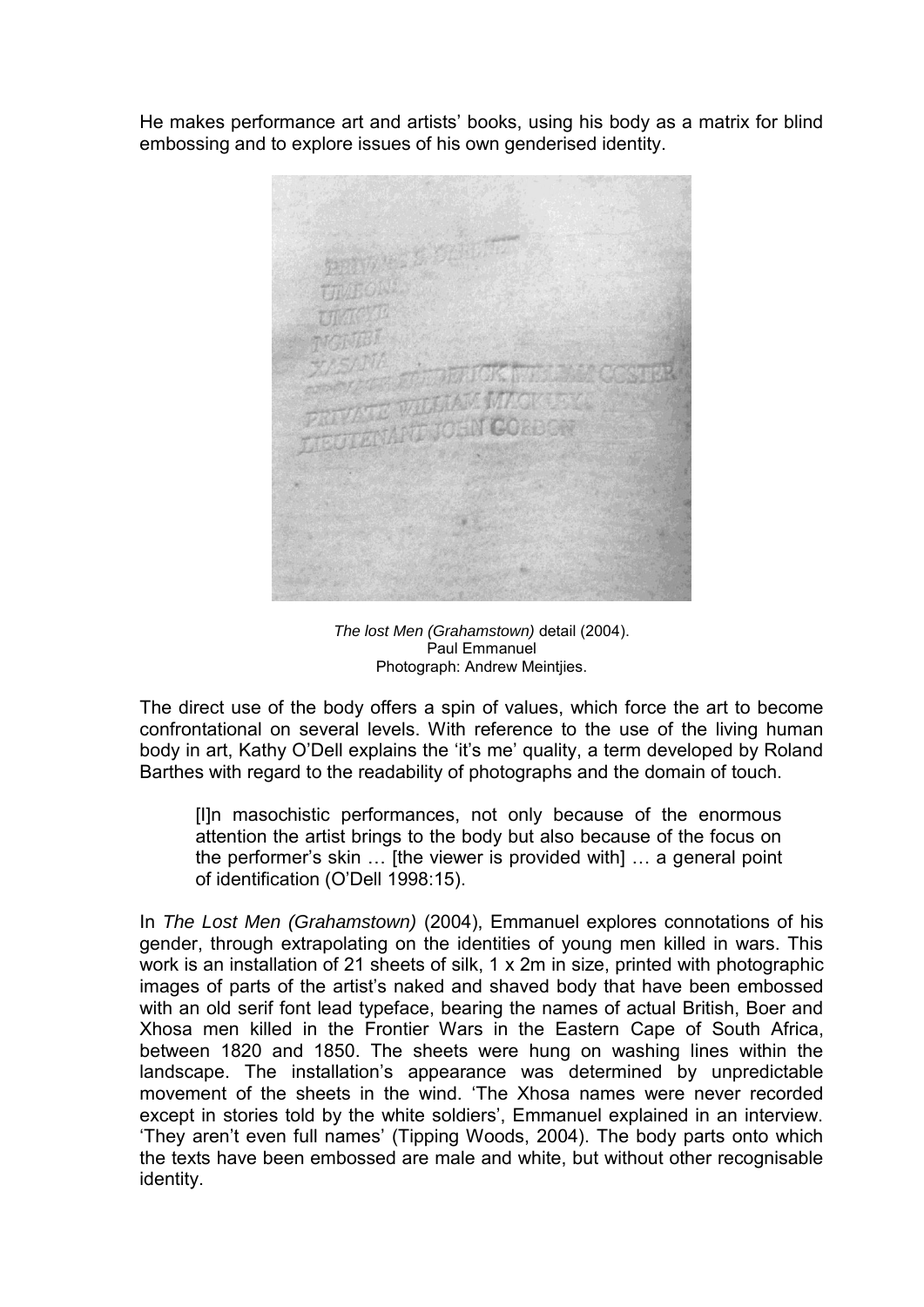He makes performance art and artists' books, using his body as a matrix for blind embossing and to explore issues of his own genderised identity.

*The lost Men (Grahamstown)* detail (2004).
Paul Emmanuel
Photograph: Andrew Meintjies.

The direct use of the body offers a spin of values, which force the art to become confrontational on several levels. With reference to the use of the living human body in art, Kathy O'Dell explains the 'it's me' quality, a term developed by Roland Barthes with regard to the readability of photographs and the domain of touch.

> [I]n masochistic performances, not only because of the enormous attention the artist brings to the body but also because of the focus on the performer's skin … [the viewer is provided with] … a general point of identification (O'Dell 1998:15).

In *The Lost Men (Grahamstown)* (2004), Emmanuel explores connotations of his gender, through extrapolating on the identities of young men killed in wars. This work is an installation of 21 sheets of silk, 1 x 2m in size, printed with photographic images of parts of the artist's naked and shaved body that have been embossed with an old serif font lead typeface, bearing the names of actual British, Boer and Xhosa men killed in the Frontier Wars in the Eastern Cape of South Africa, between 1820 and 1850. The sheets were hung on washing lines within the landscape. The installation's appearance was determined by unpredictable movement of the sheets in the wind. 'The Xhosa names were never recorded except in stories told by the white soldiers', Emmanuel explained in an interview. 'They aren't even full names' (Tipping Woods, 2004). The body parts onto which the texts have been embossed are male and white, but without other recognisable identity.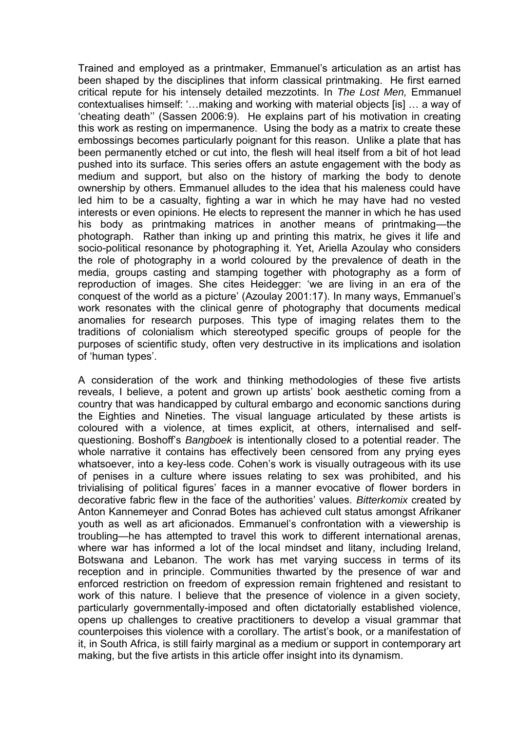Trained and employed as a printmaker, Emmanuel's articulation as an artist has been shaped by the disciplines that inform classical printmaking. He first earned critical repute for his intensely detailed mezzotints. In *The Lost Men,* Emmanuel contextualises himself: '…making and working with material objects [is] … a way of 'cheating death'' (Sassen 2006:9). He explains part of his motivation in creating this work as resting on impermanence. Using the body as a matrix to create these embossings becomes particularly poignant for this reason. Unlike a plate that has been permanently etched or cut into, the flesh will heal itself from a bit of hot lead pushed into its surface. This series offers an astute engagement with the body as medium and support, but also on the history of marking the body to denote ownership by others. Emmanuel alludes to the idea that his maleness could have led him to be a casualty, fighting a war in which he may have had no vested interests or even opinions. He elects to represent the manner in which he has used his body as printmaking matrices in another means of printmaking—the photograph. Rather than inking up and printing this matrix, he gives it life and socio-political resonance by photographing it. Yet, Ariella Azoulay who considers the role of photography in a world coloured by the prevalence of death in the media, groups casting and stamping together with photography as a form of reproduction of images. She cites Heidegger: 'we are living in an era of the conquest of the world as a picture' (Azoulay 2001:17). In many ways, Emmanuel's work resonates with the clinical genre of photography that documents medical anomalies for research purposes. This type of imaging relates them to the traditions of colonialism which stereotyped specific groups of people for the purposes of scientific study, often very destructive in its implications and isolation of 'human types'.

A consideration of the work and thinking methodologies of these five artists reveals, I believe, a potent and grown up artists' book aesthetic coming from a country that was handicapped by cultural embargo and economic sanctions during the Eighties and Nineties. The visual language articulated by these artists is coloured with a violence, at times explicit, at others, internalised and self-questioning. Boshoff's *Bangboek* is intentionally closed to a potential reader. The whole narrative it contains has effectively been censored from any prying eyes whatsoever, into a key-less code. Cohen's work is visually outrageous with its use of penises in a culture where issues relating to sex was prohibited, and his trivialising of political figures' faces in a manner evocative of flower borders in decorative fabric flew in the face of the authorities' values. *Bitterkomix* created by Anton Kannemeyer and Conrad Botes has achieved cult status amongst Afrikaner youth as well as art aficionados. Emmanuel's confrontation with a viewership is troubling—he has attempted to travel this work to different international arenas, where war has informed a lot of the local mindset and litany, including Ireland, Botswana and Lebanon. The work has met varying success in terms of its reception and in principle. Communities thwarted by the presence of war and enforced restriction on freedom of expression remain frightened and resistant to work of this nature. I believe that the presence of violence in a given society, particularly governmentally-imposed and often dictatorially established violence, opens up challenges to creative practitioners to develop a visual grammar that counterpoises this violence with a corollary. The artist's book, or a manifestation of it, in South Africa, is still fairly marginal as a medium or support in contemporary art making, but the five artists in this article offer insight into its dynamism.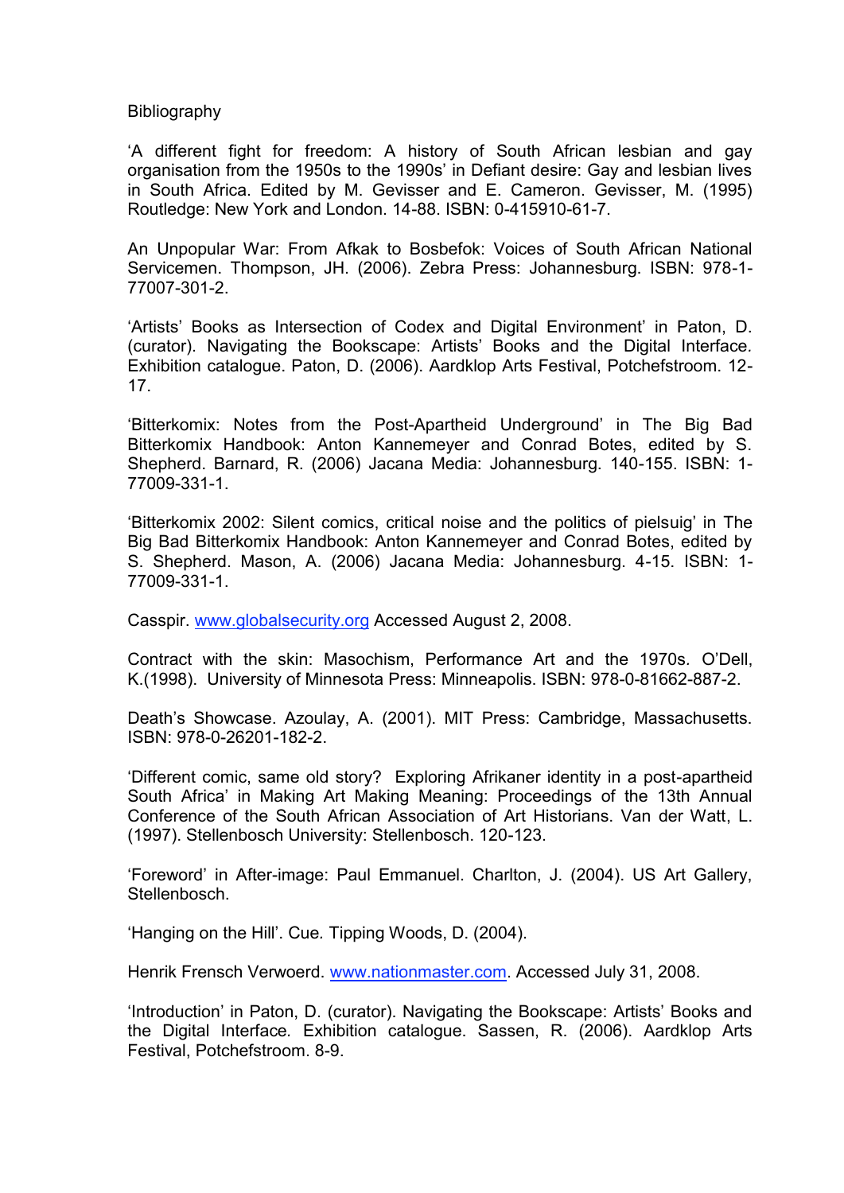Bibliography

'A different fight for freedom: A history of South African lesbian and gay organisation from the 1950s to the 1990s' in Defiant desire: Gay and lesbian lives in South Africa. Edited by M. Gevisser and E. Cameron. Gevisser, M. (1995) Routledge: New York and London. 14-88. ISBN: 0-415910-61-7.

An Unpopular War: From Afkak to Bosbefok: Voices of South African National Servicemen. Thompson, JH. (2006). Zebra Press: Johannesburg. ISBN: 978-1-77007-301-2.

'Artists' Books as Intersection of Codex and Digital Environment' in Paton, D. (curator). Navigating the Bookscape: Artists' Books and the Digital Interface. Exhibition catalogue. Paton, D. (2006). Aardklop Arts Festival, Potchefstroom. 12-17.

'Bitterkomix: Notes from the Post-Apartheid Underground' in The Big Bad Bitterkomix Handbook: Anton Kannemeyer and Conrad Botes, edited by S. Shepherd. Barnard, R. (2006) Jacana Media: Johannesburg. 140-155. ISBN: 1-77009-331-1.

'Bitterkomix 2002: Silent comics, critical noise and the politics of pielsuig' in The Big Bad Bitterkomix Handbook: Anton Kannemeyer and Conrad Botes, edited by S. Shepherd. Mason, A. (2006) Jacana Media: Johannesburg. 4-15. ISBN: 1-77009-331-1.

Casspir. www.globalsecurity.org Accessed August 2, 2008.

Contract with the skin: Masochism, Performance Art and the 1970s. O'Dell, K.(1998). University of Minnesota Press: Minneapolis. ISBN: 978-0-81662-887-2.

Death's Showcase. Azoulay, A. (2001). MIT Press: Cambridge, Massachusetts. ISBN: 978-0-26201-182-2.

'Different comic, same old story? Exploring Afrikaner identity in a post-apartheid South Africa' in Making Art Making Meaning: Proceedings of the 13th Annual Conference of the South African Association of Art Historians. Van der Watt, L. (1997). Stellenbosch University: Stellenbosch. 120-123.

'Foreword' in After-image: Paul Emmanuel. Charlton, J. (2004). US Art Gallery, Stellenbosch.

'Hanging on the Hill'. Cue. Tipping Woods, D. (2004).

Henrik Frensch Verwoerd. www.nationmaster.com. Accessed July 31, 2008.

'Introduction' in Paton, D. (curator). Navigating the Bookscape: Artists' Books and the Digital Interface. Exhibition catalogue. Sassen, R. (2006). Aardklop Arts Festival, Potchefstroom. 8-9.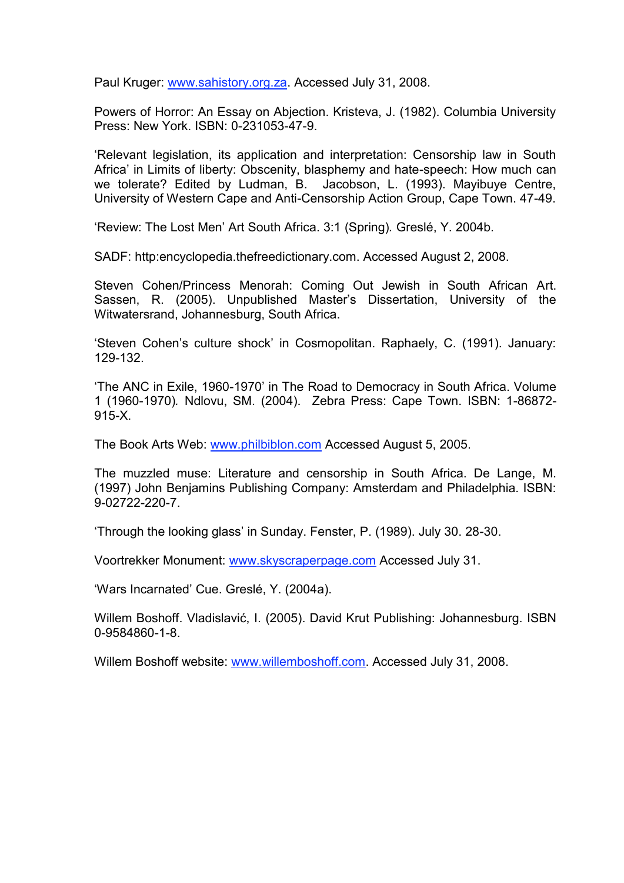Paul Kruger: www.sahistory.org.za. Accessed July 31, 2008.

Powers of Horror: An Essay on Abjection. Kristeva, J. (1982). Columbia University Press: New York. ISBN: 0-231053-47-9.

'Relevant legislation, its application and interpretation: Censorship law in South Africa' in Limits of liberty: Obscenity, blasphemy and hate-speech: How much can we tolerate? Edited by Ludman, B. Jacobson, L. (1993). Mayibuye Centre, University of Western Cape and Anti-Censorship Action Group, Cape Town. 47-49.

'Review: The Lost Men' Art South Africa. 3:1 (Spring). Greslé, Y. 2004b.

SADF: http:encyclopedia.thefreedictionary.com. Accessed August 2, 2008.

Steven Cohen/Princess Menorah: Coming Out Jewish in South African Art. Sassen, R. (2005). Unpublished Master's Dissertation, University of the Witwatersrand, Johannesburg, South Africa.

'Steven Cohen's culture shock' in Cosmopolitan. Raphaely, C. (1991). January: 129-132.

'The ANC in Exile, 1960-1970' in The Road to Democracy in South Africa. Volume 1 (1960-1970). Ndlovu, SM. (2004). Zebra Press: Cape Town. ISBN: 1-86872-915-X.

The Book Arts Web: www.philbiblon.com Accessed August 5, 2005.

The muzzled muse: Literature and censorship in South Africa. De Lange, M. (1997) John Benjamins Publishing Company: Amsterdam and Philadelphia. ISBN: 9-02722-220-7.

'Through the looking glass' in Sunday. Fenster, P. (1989). July 30. 28-30.

Voortrekker Monument: www.skyscraperpage.com Accessed July 31.

'Wars Incarnated' Cue. Greslé, Y. (2004a).

Willem Boshoff. Vladislavić, I. (2005). David Krut Publishing: Johannesburg. ISBN 0-9584860-1-8.

Willem Boshoff website: www.willemboshoff.com. Accessed July 31, 2008.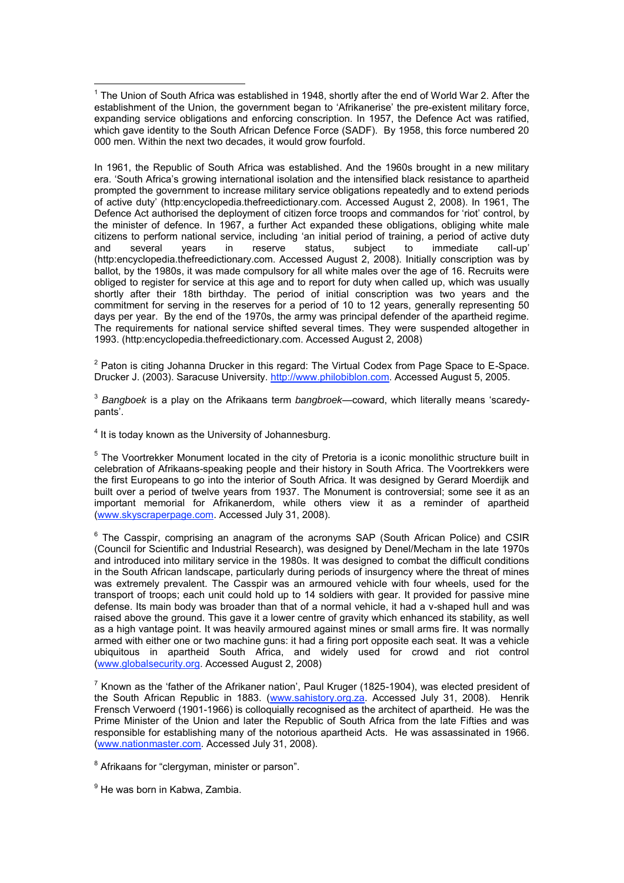[1] The Union of South Africa was established in 1948, shortly after the end of World War 2. After the establishment of the Union, the government began to 'Afrikanerise' the pre-existent military force, expanding service obligations and enforcing conscription. In 1957, the Defence Act was ratified, which gave identity to the South African Defence Force (SADF). By 1958, this force numbered 20 000 men. Within the next two decades, it would grow fourfold.

In 1961, the Republic of South Africa was established. And the 1960s brought in a new military era. 'South Africa's growing international isolation and the intensified black resistance to apartheid prompted the government to increase military service obligations repeatedly and to extend periods of active duty' (http:encyclopedia.thefreedictionary.com. Accessed August 2, 2008). In 1961, The Defence Act authorised the deployment of citizen force troops and commandos for 'riot' control, by the minister of defence. In 1967, a further Act expanded these obligations, obliging white male citizens to perform national service, including 'an initial period of training, a period of active duty and several years in reserve status, subject to immediate call-up' (http:encyclopedia.thefreedictionary.com. Accessed August 2, 2008). Initially conscription was by ballot, by the 1980s, it was made compulsory for all white males over the age of 16. Recruits were obliged to register for service at this age and to report for duty when called up, which was usually shortly after their 18th birthday. The period of initial conscription was two years and the commitment for serving in the reserves for a period of 10 to 12 years, generally representing 50 days per year. By the end of the 1970s, the army was principal defender of the apartheid regime. The requirements for national service shifted several times. They were suspended altogether in 1993. (http:encyclopedia.thefreedictionary.com. Accessed August 2, 2008)

[2] Paton is citing Johanna Drucker in this regard: The Virtual Codex from Page Space to E-Space. Drucker J. (2003). Saracuse University. http://www.philobiblon.com. Accessed August 5, 2005.

[3] *Bangboek* is a play on the Afrikaans term *bangbroek*—coward, which literally means 'scaredy-pants'.

[4] It is today known as the University of Johannesburg.

[5] The Voortrekker Monument located in the city of Pretoria is a iconic monolithic structure built in celebration of Afrikaans-speaking people and their history in South Africa. The Voortrekkers were the first Europeans to go into the interior of South Africa. It was designed by Gerard Moerdijk and built over a period of twelve years from 1937. The Monument is controversial; some see it as an important memorial for Afrikanerdom, while others view it as a reminder of apartheid (www.skyscraperpage.com. Accessed July 31, 2008).

[6] The Casspir, comprising an anagram of the acronyms SAP (South African Police) and CSIR (Council for Scientific and Industrial Research), was designed by Denel/Mecham in the late 1970s and introduced into military service in the 1980s. It was designed to combat the difficult conditions in the South African landscape, particularly during periods of insurgency where the threat of mines was extremely prevalent. The Casspir was an armoured vehicle with four wheels, used for the transport of troops; each unit could hold up to 14 soldiers with gear. It provided for passive mine defense. Its main body was broader than that of a normal vehicle, it had a v-shaped hull and was raised above the ground. This gave it a lower centre of gravity which enhanced its stability, as well as a high vantage point. It was heavily armoured against mines or small arms fire. It was normally armed with either one or two machine guns: it had a firing port opposite each seat. It was a vehicle ubiquitous in apartheid South Africa, and widely used for crowd and riot control (www.globalsecurity.org. Accessed August 2, 2008)

[7] Known as the 'father of the Afrikaner nation', Paul Kruger (1825-1904), was elected president of the South African Republic in 1883. (www.sahistory.org.za. Accessed July 31, 2008). Henrik Frensch Verwoerd (1901-1966) is colloquially recognised as the architect of apartheid. He was the Prime Minister of the Union and later the Republic of South Africa from the late Fifties and was responsible for establishing many of the notorious apartheid Acts. He was assassinated in 1966. (www.nationmaster.com. Accessed July 31, 2008).

[8] Afrikaans for "clergyman, minister or parson".

[9] He was born in Kabwa, Zambia.